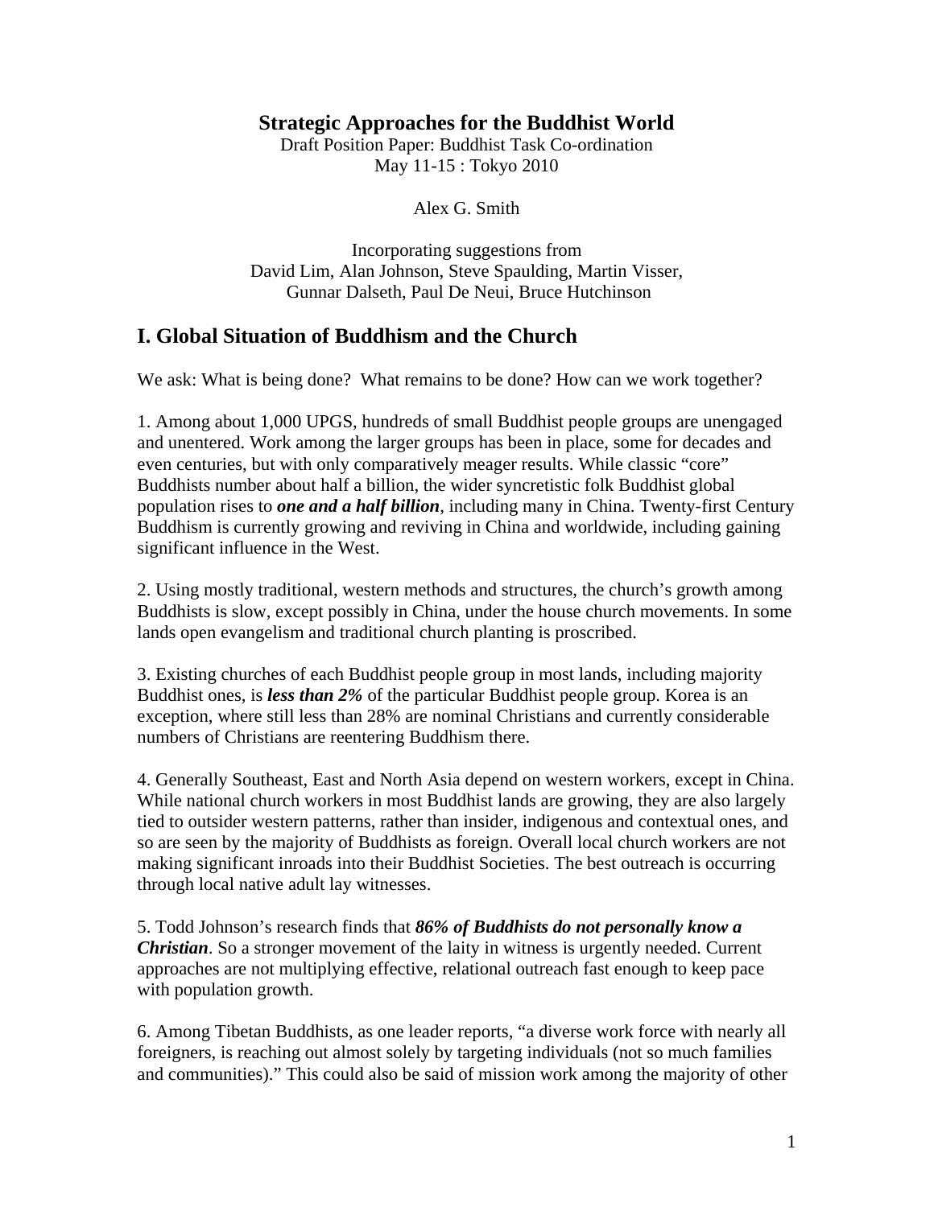# Strategic Approaches for the Buddhist World

Draft Position Paper: Buddhist Task Co-ordination
May 11-15 : Tokyo 2010

Alex G. Smith

Incorporating suggestions from
David Lim, Alan Johnson, Steve Spaulding, Martin Visser,
Gunnar Dalseth, Paul De Neui, Bruce Hutchinson

## I. Global Situation of Buddhism and the Church

We ask: What is being done? What remains to be done? How can we work together?

1. Among about 1,000 UPGS, hundreds of small Buddhist people groups are unengaged and unentered. Work among the larger groups has been in place, some for decades and even centuries, but with only comparatively meager results. While classic "core" Buddhists number about half a billion, the wider syncretistic folk Buddhist global population rises to ***one and a half billion***, including many in China. Twenty-first Century Buddhism is currently growing and reviving in China and worldwide, including gaining significant influence in the West.

2. Using mostly traditional, western methods and structures, the church's growth among Buddhists is slow, except possibly in China, under the house church movements. In some lands open evangelism and traditional church planting is proscribed.

3. Existing churches of each Buddhist people group in most lands, including majority Buddhist ones, is ***less than 2%*** of the particular Buddhist people group. Korea is an exception, where still less than 28% are nominal Christians and currently considerable numbers of Christians are reentering Buddhism there.

4. Generally Southeast, East and North Asia depend on western workers, except in China. While national church workers in most Buddhist lands are growing, they are also largely tied to outsider western patterns, rather than insider, indigenous and contextual ones, and so are seen by the majority of Buddhists as foreign. Overall local church workers are not making significant inroads into their Buddhist Societies. The best outreach is occurring through local native adult lay witnesses.

5. Todd Johnson's research finds that ***86% of Buddhists do not personally know a Christian***. So a stronger movement of the laity in witness is urgently needed. Current approaches are not multiplying effective, relational outreach fast enough to keep pace with population growth.

6. Among Tibetan Buddhists, as one leader reports, "a diverse work force with nearly all foreigners, is reaching out almost solely by targeting individuals (not so much families and communities)." This could also be said of mission work among the majority of other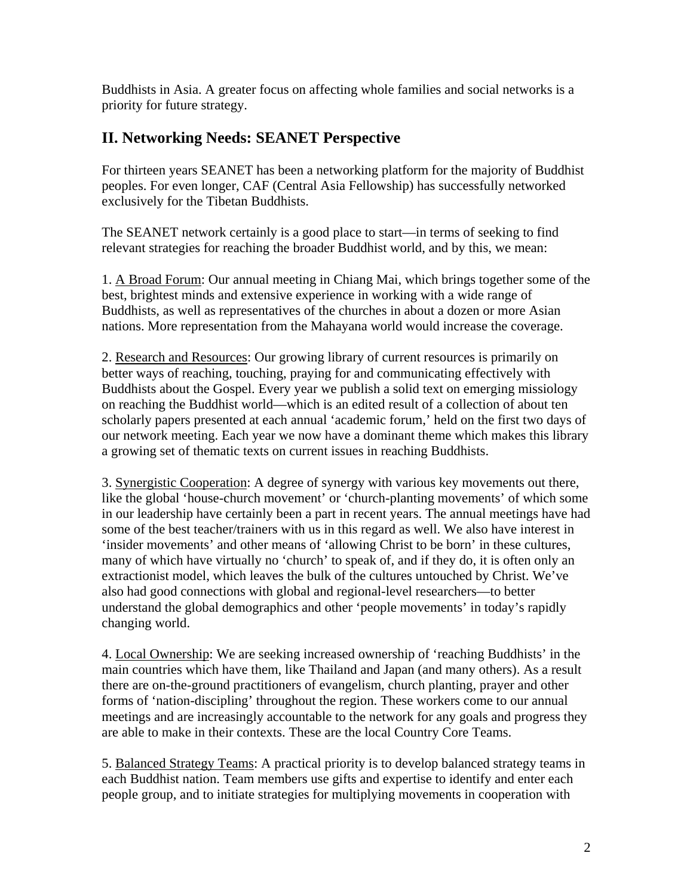Buddhists in Asia. A greater focus on affecting whole families and social networks is a priority for future strategy.

## II. Networking Needs: SEANET Perspective

For thirteen years SEANET has been a networking platform for the majority of Buddhist peoples. For even longer, CAF (Central Asia Fellowship) has successfully networked exclusively for the Tibetan Buddhists.

The SEANET network certainly is a good place to start—in terms of seeking to find relevant strategies for reaching the broader Buddhist world, and by this, we mean:

1. A Broad Forum: Our annual meeting in Chiang Mai, which brings together some of the best, brightest minds and extensive experience in working with a wide range of Buddhists, as well as representatives of the churches in about a dozen or more Asian nations. More representation from the Mahayana world would increase the coverage.

2. Research and Resources: Our growing library of current resources is primarily on better ways of reaching, touching, praying for and communicating effectively with Buddhists about the Gospel. Every year we publish a solid text on emerging missiology on reaching the Buddhist world—which is an edited result of a collection of about ten scholarly papers presented at each annual 'academic forum,' held on the first two days of our network meeting. Each year we now have a dominant theme which makes this library a growing set of thematic texts on current issues in reaching Buddhists.

3. Synergistic Cooperation: A degree of synergy with various key movements out there, like the global 'house-church movement' or 'church-planting movements' of which some in our leadership have certainly been a part in recent years. The annual meetings have had some of the best teacher/trainers with us in this regard as well. We also have interest in 'insider movements' and other means of 'allowing Christ to be born' in these cultures, many of which have virtually no 'church' to speak of, and if they do, it is often only an extractionist model, which leaves the bulk of the cultures untouched by Christ. We've also had good connections with global and regional-level researchers—to better understand the global demographics and other 'people movements' in today's rapidly changing world.

4. Local Ownership: We are seeking increased ownership of 'reaching Buddhists' in the main countries which have them, like Thailand and Japan (and many others). As a result there are on-the-ground practitioners of evangelism, church planting, prayer and other forms of 'nation-discipling' throughout the region. These workers come to our annual meetings and are increasingly accountable to the network for any goals and progress they are able to make in their contexts. These are the local Country Core Teams.

5. Balanced Strategy Teams: A practical priority is to develop balanced strategy teams in each Buddhist nation. Team members use gifts and expertise to identify and enter each people group, and to initiate strategies for multiplying movements in cooperation with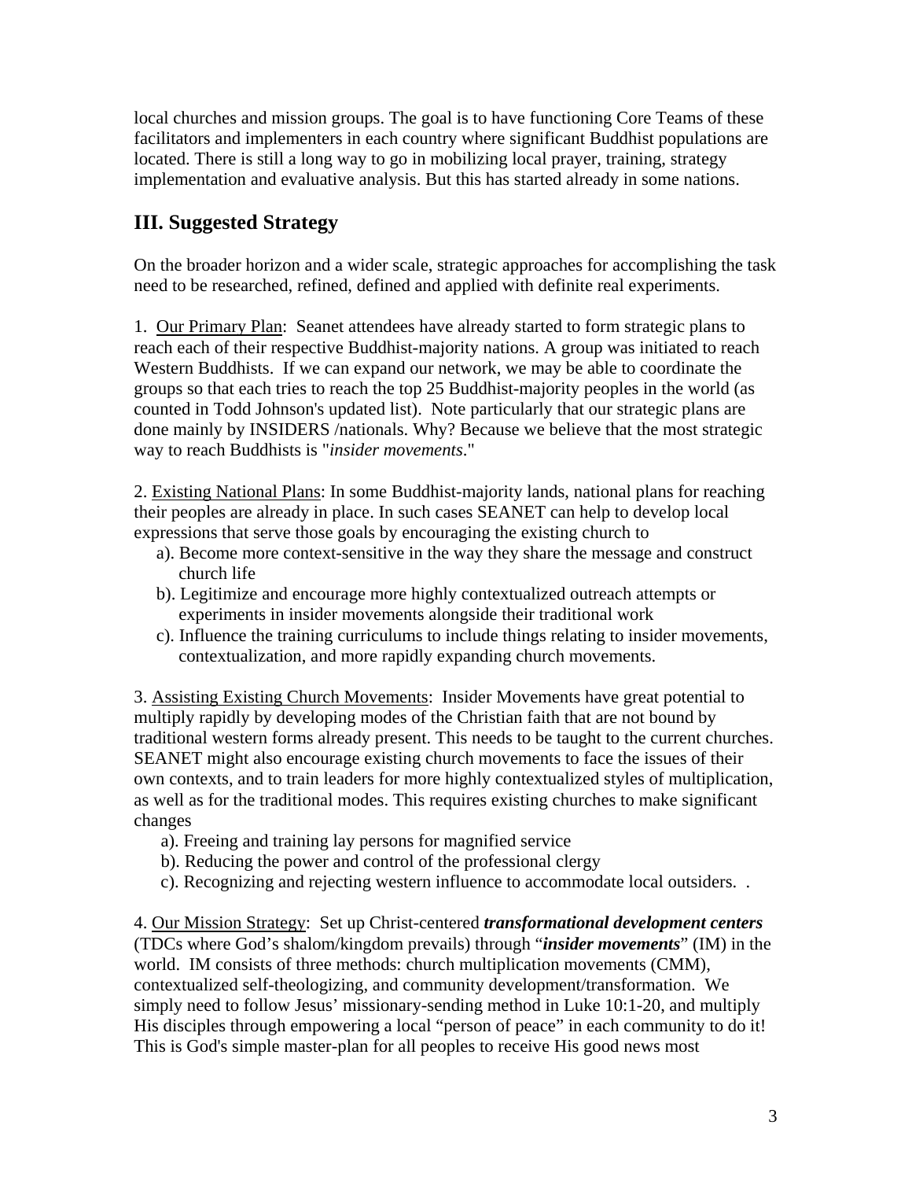local churches and mission groups. The goal is to have functioning Core Teams of these facilitators and implementers in each country where significant Buddhist populations are located. There is still a long way to go in mobilizing local prayer, training, strategy implementation and evaluative analysis. But this has started already in some nations.

## III. Suggested Strategy

On the broader horizon and a wider scale, strategic approaches for accomplishing the task need to be researched, refined, defined and applied with definite real experiments.

1. Our Primary Plan: Seanet attendees have already started to form strategic plans to reach each of their respective Buddhist-majority nations. A group was initiated to reach Western Buddhists. If we can expand our network, we may be able to coordinate the groups so that each tries to reach the top 25 Buddhist-majority peoples in the world (as counted in Todd Johnson's updated list). Note particularly that our strategic plans are done mainly by INSIDERS /nationals. Why? Because we believe that the most strategic way to reach Buddhists is "*insider movements*."

2. Existing National Plans: In some Buddhist-majority lands, national plans for reaching their peoples are already in place. In such cases SEANET can help to develop local expressions that serve those goals by encouraging the existing church to
   - a). Become more context-sensitive in the way they share the message and construct church life
   - b). Legitimize and encourage more highly contextualized outreach attempts or experiments in insider movements alongside their traditional work
   - c). Influence the training curriculums to include things relating to insider movements, contextualization, and more rapidly expanding church movements.

3. Assisting Existing Church Movements: Insider Movements have great potential to multiply rapidly by developing modes of the Christian faith that are not bound by traditional western forms already present. This needs to be taught to the current churches. SEANET might also encourage existing church movements to face the issues of their own contexts, and to train leaders for more highly contextualized styles of multiplication, as well as for the traditional modes. This requires existing churches to make significant changes
   - a). Freeing and training lay persons for magnified service
   - b). Reducing the power and control of the professional clergy
   - c). Recognizing and rejecting western influence to accommodate local outsiders. .

4. Our Mission Strategy: Set up Christ-centered ***transformational development centers*** (TDCs where God's shalom/kingdom prevails) through "***insider movements***" (IM) in the world. IM consists of three methods: church multiplication movements (CMM), contextualized self-theologizing, and community development/transformation. We simply need to follow Jesus' missionary-sending method in Luke 10:1-20, and multiply His disciples through empowering a local "person of peace" in each community to do it! This is God's simple master-plan for all peoples to receive His good news most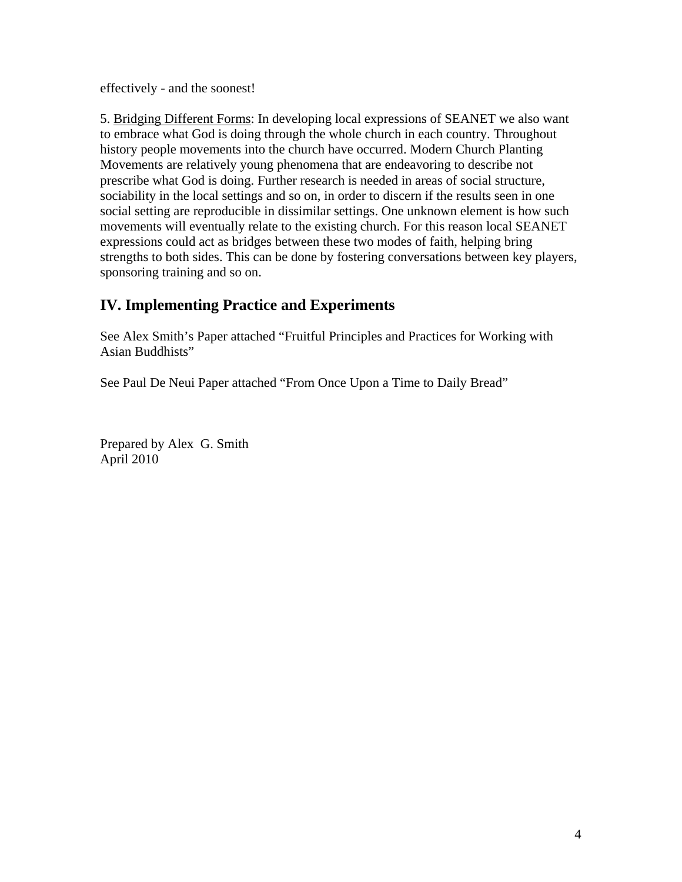effectively - and the soonest!

5. <u>Bridging Different Forms</u>: In developing local expressions of SEANET we also want to embrace what God is doing through the whole church in each country. Throughout history people movements into the church have occurred. Modern Church Planting Movements are relatively young phenomena that are endeavoring to describe not prescribe what God is doing. Further research is needed in areas of social structure, sociability in the local settings and so on, in order to discern if the results seen in one social setting are reproducible in dissimilar settings. One unknown element is how such movements will eventually relate to the existing church. For this reason local SEANET expressions could act as bridges between these two modes of faith, helping bring strengths to both sides. This can be done by fostering conversations between key players, sponsoring training and so on.

## IV. Implementing Practice and Experiments

See Alex Smith's Paper attached "Fruitful Principles and Practices for Working with Asian Buddhists"

See Paul De Neui Paper attached "From Once Upon a Time to Daily Bread"

Prepared by Alex G. Smith
April 2010